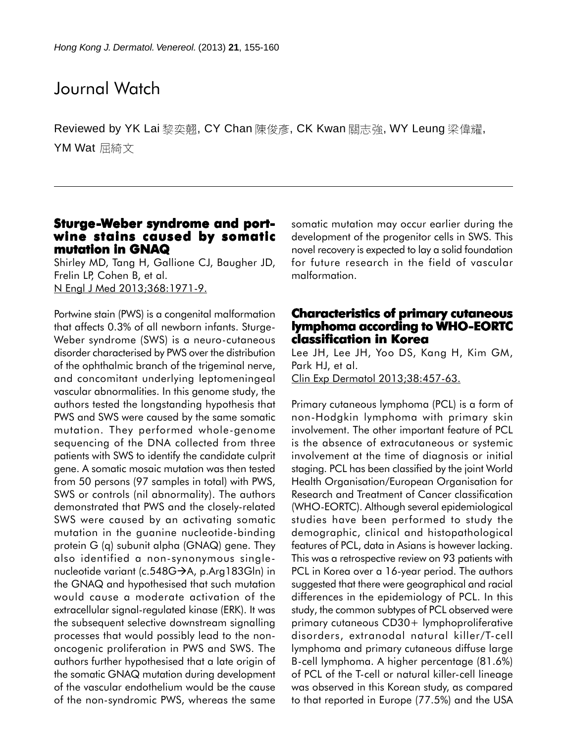# Journal Watch

Reviewed by YK Lai 黎奕翹, CY Chan 陳俊彥, CK Kwan 關志強, WY Leung 梁偉耀, YM Wat 屈綺文

## Sturge-Weber syndrome and port-wine stains caused by somatic mutation in GNAQ

Shirley MD, Tang H, Gallione CJ, Baugher JD, Frelin LP, Cohen B, et al.
N Engl J Med 2013;368:1971-9.

Portwine stain (PWS) is a congenital malformation that affects 0.3% of all newborn infants. Sturge-Weber syndrome (SWS) is a neuro-cutaneous disorder characterised by PWS over the distribution of the ophthalmic branch of the trigeminal nerve, and concomitant underlying leptomeningeal vascular abnormalities. In this genome study, the authors tested the longstanding hypothesis that PWS and SWS were caused by the same somatic mutation. They performed whole-genome sequencing of the DNA collected from three patients with SWS to identify the candidate culprit gene. A somatic mosaic mutation was then tested from 50 persons (97 samples in total) with PWS, SWS or controls (nil abnormality). The authors demonstrated that PWS and the closely-related SWS were caused by an activating somatic mutation in the guanine nucleotide-binding protein G (q) subunit alpha (GNAQ) gene. They also identified a non-synonymous single-nucleotide variant (c.548G→A, p.Arg183Gln) in the GNAQ and hypothesised that such mutation would cause a moderate activation of the extracellular signal-regulated kinase (ERK). It was the subsequent selective downstream signalling processes that would possibly lead to the non-oncogenic proliferation in PWS and SWS. The authors further hypothesised that a late origin of the somatic GNAQ mutation during development of the vascular endothelium would be the cause of the non-syndromic PWS, whereas the same somatic mutation may occur earlier during the development of the progenitor cells in SWS. This novel recovery is expected to lay a solid foundation for future research in the field of vascular malformation.

## Characteristics of primary cutaneous lymphoma according to WHO-EORTC classification in Korea

Lee JH, Lee JH, Yoo DS, Kang H, Kim GM, Park HJ, et al.
Clin Exp Dermatol 2013;38:457-63.

Primary cutaneous lymphoma (PCL) is a form of non-Hodgkin lymphoma with primary skin involvement. The other important feature of PCL is the absence of extracutaneous or systemic involvement at the time of diagnosis or initial staging. PCL has been classified by the joint World Health Organisation/European Organisation for Research and Treatment of Cancer classification (WHO-EORTC). Although several epidemiological studies have been performed to study the demographic, clinical and histopathological features of PCL, data in Asians is however lacking. This was a retrospective review on 93 patients with PCL in Korea over a 16-year period. The authors suggested that there were geographical and racial differences in the epidemiology of PCL. In this study, the common subtypes of PCL observed were primary cutaneous CD30+ lymphoproliferative disorders, extranodal natural killer/T-cell lymphoma and primary cutaneous diffuse large B-cell lymphoma. A higher percentage (81.6%) of PCL of the T-cell or natural killer-cell lineage was observed in this Korean study, as compared to that reported in Europe (77.5%) and the USA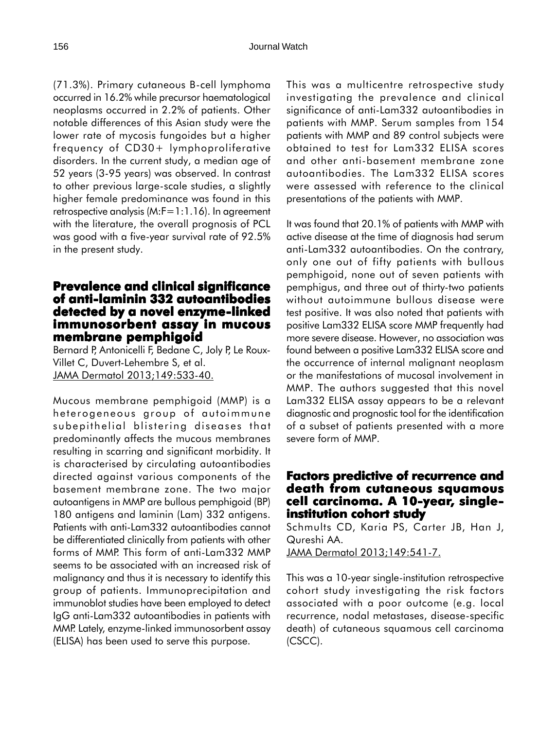(71.3%). Primary cutaneous B-cell lymphoma occurred in 16.2% while precursor haematological neoplasms occurred in 2.2% of patients. Other notable differences of this Asian study were the lower rate of mycosis fungoides but a higher frequency of CD30+ lymphoproliferative disorders. In the current study, a median age of 52 years (3-95 years) was observed. In contrast to other previous large-scale studies, a slightly higher female predominance was found in this retrospective analysis (M:F=1:1.16). In agreement with the literature, the overall prognosis of PCL was good with a five-year survival rate of 92.5% in the present study.

## Prevalence and clinical significance of anti-laminin 332 autoantibodies detected by a novel enzyme-linked immunosorbent assay in mucous membrane pemphigoid

Bernard P, Antonicelli F, Bedane C, Joly P, Le Roux-Villet C, Duvert-Lehembre S, et al.
JAMA Dermatol 2013;149:533-40.

Mucous membrane pemphigoid (MMP) is a heterogeneous group of autoimmune subepithelial blistering diseases that predominantly affects the mucous membranes resulting in scarring and significant morbidity. It is characterised by circulating autoantibodies directed against various components of the basement membrane zone. The two major autoantigens in MMP are bullous pemphigoid (BP) 180 antigens and laminin (Lam) 332 antigens. Patients with anti-Lam332 autoantibodies cannot be differentiated clinically from patients with other forms of MMP. This form of anti-Lam332 MMP seems to be associated with an increased risk of malignancy and thus it is necessary to identify this group of patients. Immunoprecipitation and immunoblot studies have been employed to detect IgG anti-Lam332 autoantibodies in patients with MMP. Lately, enzyme-linked immunosorbent assay (ELISA) has been used to serve this purpose.

This was a multicentre retrospective study investigating the prevalence and clinical significance of anti-Lam332 autoantibodies in patients with MMP. Serum samples from 154 patients with MMP and 89 control subjects were obtained to test for Lam332 ELISA scores and other anti-basement membrane zone autoantibodies. The Lam332 ELISA scores were assessed with reference to the clinical presentations of the patients with MMP.

It was found that 20.1% of patients with MMP with active disease at the time of diagnosis had serum anti-Lam332 autoantibodies. On the contrary, only one out of fifty patients with bullous pemphigoid, none out of seven patients with pemphigus, and three out of thirty-two patients without autoimmune bullous disease were test positive. It was also noted that patients with positive Lam332 ELISA score MMP frequently had more severe disease. However, no association was found between a positive Lam332 ELISA score and the occurrence of internal malignant neoplasm or the manifestations of mucosal involvement in MMP. The authors suggested that this novel Lam332 ELISA assay appears to be a relevant diagnostic and prognostic tool for the identification of a subset of patients presented with a more severe form of MMP.

## Factors predictive of recurrence and death from cutaneous squamous cell carcinoma. A 10-year, single-institution cohort study

Schmults CD, Karia PS, Carter JB, Han J, Qureshi AA.
JAMA Dermatol 2013;149:541-7.

This was a 10-year single-institution retrospective cohort study investigating the risk factors associated with a poor outcome (e.g. local recurrence, nodal metastases, disease-specific death) of cutaneous squamous cell carcinoma (CSCC).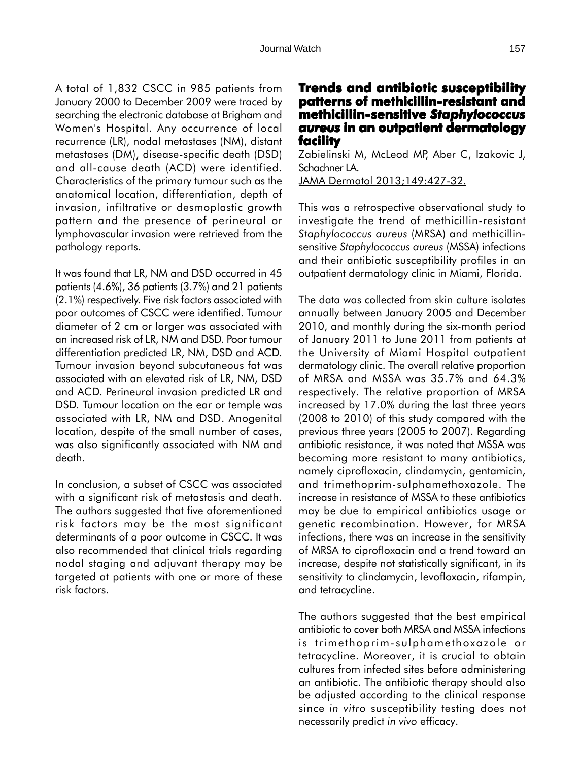A total of 1,832 CSCC in 985 patients from January 2000 to December 2009 were traced by searching the electronic database at Brigham and Women's Hospital. Any occurrence of local recurrence (LR), nodal metastases (NM), distant metastases (DM), disease-specific death (DSD) and all-cause death (ACD) were identified. Characteristics of the primary tumour such as the anatomical location, differentiation, depth of invasion, infiltrative or desmoplastic growth pattern and the presence of perineural or lymphovascular invasion were retrieved from the pathology reports.

It was found that LR, NM and DSD occurred in 45 patients (4.6%), 36 patients (3.7%) and 21 patients (2.1%) respectively. Five risk factors associated with poor outcomes of CSCC were identified. Tumour diameter of 2 cm or larger was associated with an increased risk of LR, NM and DSD. Poor tumour differentiation predicted LR, NM, DSD and ACD. Tumour invasion beyond subcutaneous fat was associated with an elevated risk of LR, NM, DSD and ACD. Perineural invasion predicted LR and DSD. Tumour location on the ear or temple was associated with LR, NM and DSD. Anogenital location, despite of the small number of cases, was also significantly associated with NM and death.

In conclusion, a subset of CSCC was associated with a significant risk of metastasis and death. The authors suggested that five aforementioned risk factors may be the most significant determinants of a poor outcome in CSCC. It was also recommended that clinical trials regarding nodal staging and adjuvant therapy may be targeted at patients with one or more of these risk factors.

## Trends and antibiotic susceptibility patterns of methicillin-resistant and methicillin-sensitive *Staphylococcus aureus* in an outpatient dermatology facility

Zabielinski M, McLeod MP, Aber C, Izakovic J, Schachner LA.
JAMA Dermatol 2013;149:427-32.

This was a retrospective observational study to investigate the trend of methicillin-resistant *Staphylococcus aureus* (MRSA) and methicillin-sensitive *Staphylococcus aureus* (MSSA) infections and their antibiotic susceptibility profiles in an outpatient dermatology clinic in Miami, Florida.

The data was collected from skin culture isolates annually between January 2005 and December 2010, and monthly during the six-month period of January 2011 to June 2011 from patients at the University of Miami Hospital outpatient dermatology clinic. The overall relative proportion of MRSA and MSSA was 35.7% and 64.3% respectively. The relative proportion of MRSA increased by 17.0% during the last three years (2008 to 2010) of this study compared with the previous three years (2005 to 2007). Regarding antibiotic resistance, it was noted that MSSA was becoming more resistant to many antibiotics, namely ciprofloxacin, clindamycin, gentamicin, and trimethoprim-sulphamethoxazole. The increase in resistance of MSSA to these antibiotics may be due to empirical antibiotics usage or genetic recombination. However, for MRSA infections, there was an increase in the sensitivity of MRSA to ciprofloxacin and a trend toward an increase, despite not statistically significant, in its sensitivity to clindamycin, levofloxacin, rifampin, and tetracycline.

The authors suggested that the best empirical antibiotic to cover both MRSA and MSSA infections is trimethoprim-sulphamethoxazole or tetracycline. Moreover, it is crucial to obtain cultures from infected sites before administering an antibiotic. The antibiotic therapy should also be adjusted according to the clinical response since *in vitro* susceptibility testing does not necessarily predict *in vivo* efficacy.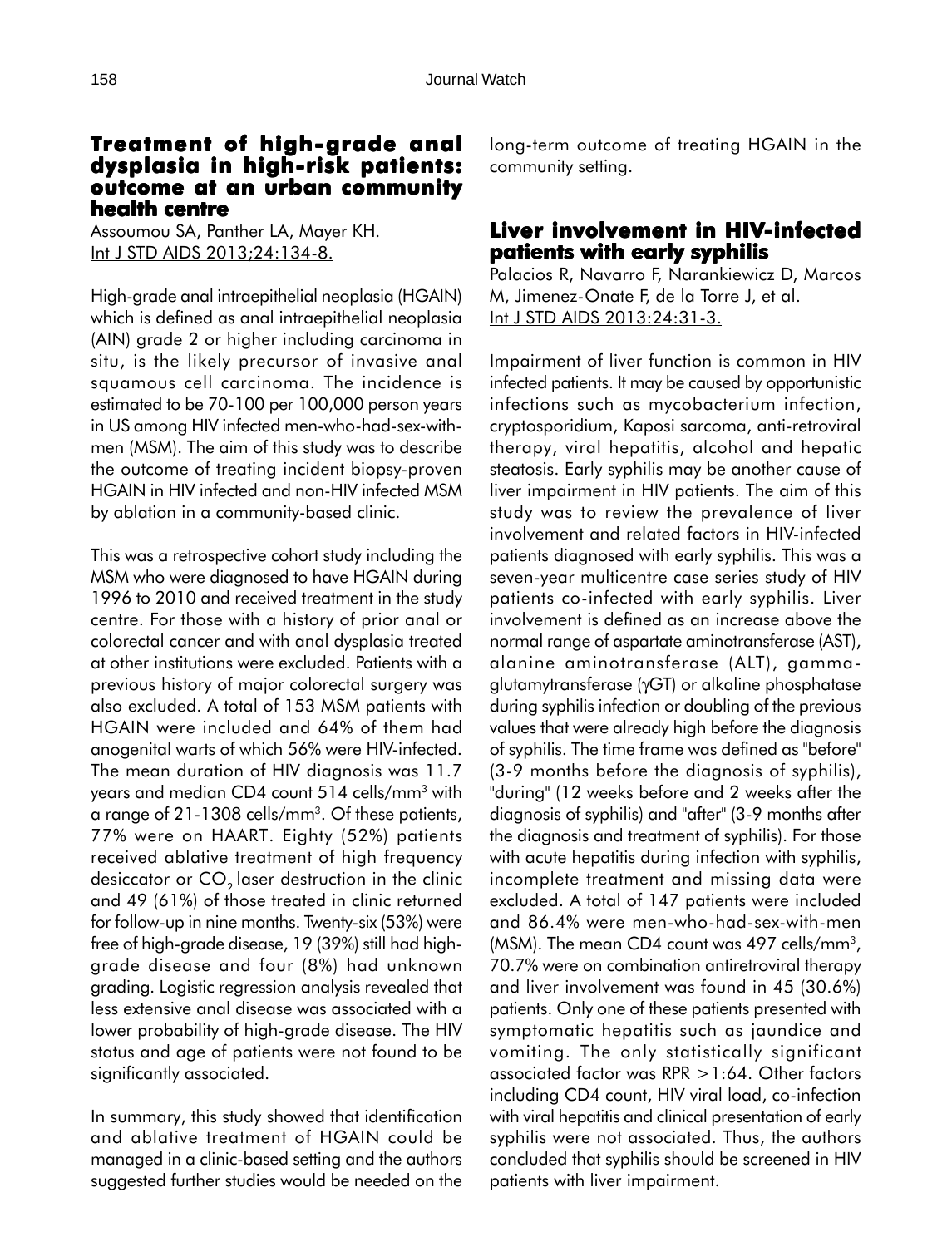## Treatment of high-grade anal dysplasia in high-risk patients: outcome at an urban community health centre

Assoumou SA, Panther LA, Mayer KH.
Int J STD AIDS 2013;24:134-8.

High-grade anal intraepithelial neoplasia (HGAIN) which is defined as anal intraepithelial neoplasia (AIN) grade 2 or higher including carcinoma in situ, is the likely precursor of invasive anal squamous cell carcinoma. The incidence is estimated to be 70-100 per 100,000 person years in US among HIV infected men-who-had-sex-with-men (MSM). The aim of this study was to describe the outcome of treating incident biopsy-proven HGAIN in HIV infected and non-HIV infected MSM by ablation in a community-based clinic.

This was a retrospective cohort study including the MSM who were diagnosed to have HGAIN during 1996 to 2010 and received treatment in the study centre. For those with a history of prior anal or colorectal cancer and with anal dysplasia treated at other institutions were excluded. Patients with a previous history of major colorectal surgery was also excluded. A total of 153 MSM patients with HGAIN were included and 64% of them had anogenital warts of which 56% were HIV-infected. The mean duration of HIV diagnosis was 11.7 years and median CD4 count 514 cells/mm$^3$ with a range of 21-1308 cells/mm$^3$. Of these patients, 77% were on HAART. Eighty (52%) patients received ablative treatment of high frequency desiccator or $CO_2$ laser destruction in the clinic and 49 (61%) of those treated in clinic returned for follow-up in nine months. Twenty-six (53%) were free of high-grade disease, 19 (39%) still had high-grade disease and four (8%) had unknown grading. Logistic regression analysis revealed that less extensive anal disease was associated with a lower probability of high-grade disease. The HIV status and age of patients were not found to be significantly associated.

In summary, this study showed that identification and ablative treatment of HGAIN could be managed in a clinic-based setting and the authors suggested further studies would be needed on the long-term outcome of treating HGAIN in the community setting.

## Liver involvement in HIV-infected patients with early syphilis

Palacios R, Navarro F, Narankiewicz D, Marcos M, Jimenez-Onate F, de la Torre J, et al.
Int J STD AIDS 2013:24:31-3.

Impairment of liver function is common in HIV infected patients. It may be caused by opportunistic infections such as mycobacterium infection, cryptosporidium, Kaposi sarcoma, anti-retroviral therapy, viral hepatitis, alcohol and hepatic steatosis. Early syphilis may be another cause of liver impairment in HIV patients. The aim of this study was to review the prevalence of liver involvement and related factors in HIV-infected patients diagnosed with early syphilis. This was a seven-year multicentre case series study of HIV patients co-infected with early syphilis. Liver involvement is defined as an increase above the normal range of aspartate aminotransferase (AST), alanine aminotransferase (ALT), gamma-glutamytransferase (γGT) or alkaline phosphatase during syphilis infection or doubling of the previous values that were already high before the diagnosis of syphilis. The time frame was defined as "before" (3-9 months before the diagnosis of syphilis), "during" (12 weeks before and 2 weeks after the diagnosis of syphilis) and "after" (3-9 months after the diagnosis and treatment of syphilis). For those with acute hepatitis during infection with syphilis, incomplete treatment and missing data were excluded. A total of 147 patients were included and 86.4% were men-who-had-sex-with-men (MSM). The mean CD4 count was 497 cells/mm$^3$, 70.7% were on combination antiretroviral therapy and liver involvement was found in 45 (30.6%) patients. Only one of these patients presented with symptomatic hepatitis such as jaundice and vomiting. The only statistically significant associated factor was RPR >1:64. Other factors including CD4 count, HIV viral load, co-infection with viral hepatitis and clinical presentation of early syphilis were not associated. Thus, the authors concluded that syphilis should be screened in HIV patients with liver impairment.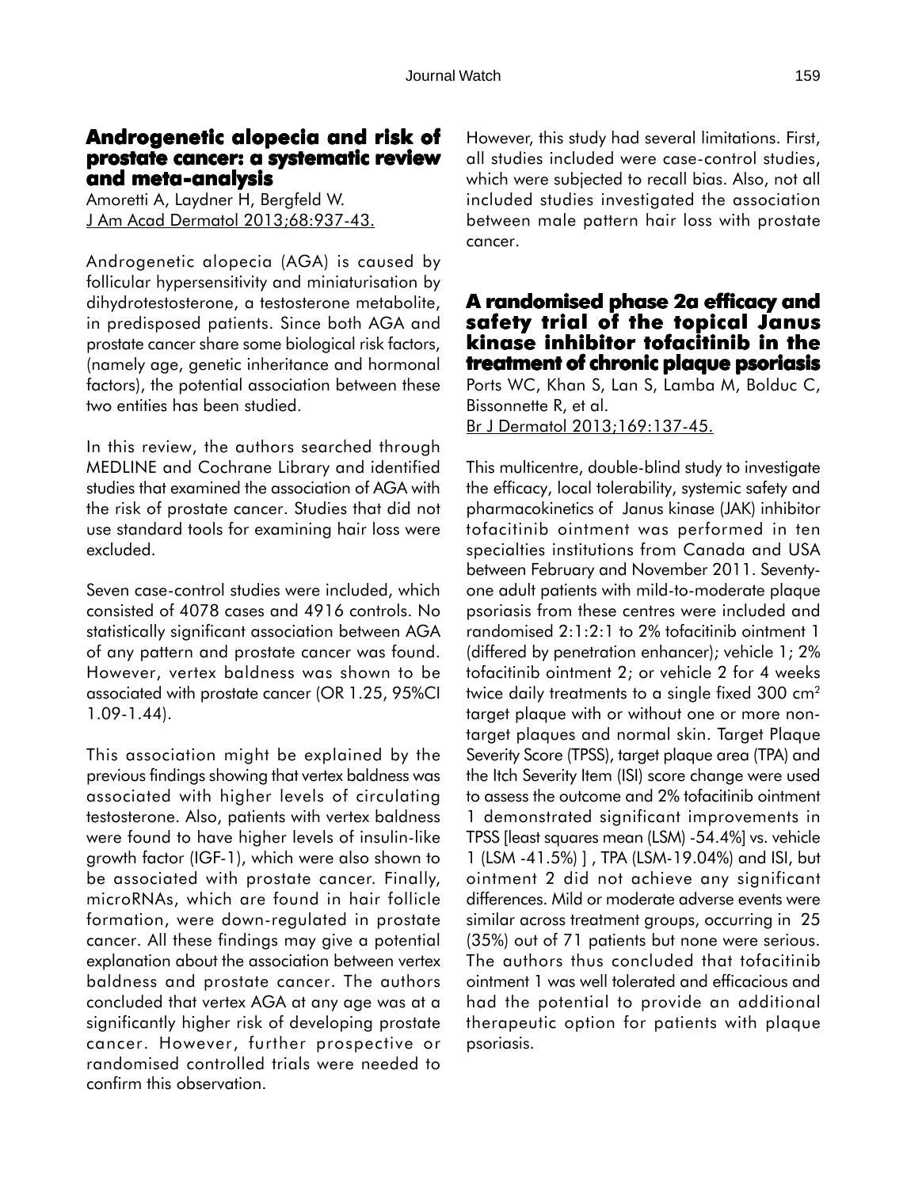## Androgenetic alopecia and risk of prostate cancer: a systematic review and meta-analysis

Amoretti A, Laydner H, Bergfeld W.
J Am Acad Dermatol 2013;68:937-43.

Androgenetic alopecia (AGA) is caused by follicular hypersensitivity and miniaturisation by dihydrotestosterone, a testosterone metabolite, in predisposed patients. Since both AGA and prostate cancer share some biological risk factors, (namely age, genetic inheritance and hormonal factors), the potential association between these two entities has been studied.

In this review, the authors searched through MEDLINE and Cochrane Library and identified studies that examined the association of AGA with the risk of prostate cancer. Studies that did not use standard tools for examining hair loss were excluded.

Seven case-control studies were included, which consisted of 4078 cases and 4916 controls. No statistically significant association between AGA of any pattern and prostate cancer was found. However, vertex baldness was shown to be associated with prostate cancer (OR 1.25, 95%CI 1.09-1.44).

This association might be explained by the previous findings showing that vertex baldness was associated with higher levels of circulating testosterone. Also, patients with vertex baldness were found to have higher levels of insulin-like growth factor (IGF-1), which were also shown to be associated with prostate cancer. Finally, microRNAs, which are found in hair follicle formation, were down-regulated in prostate cancer. All these findings may give a potential explanation about the association between vertex baldness and prostate cancer. The authors concluded that vertex AGA at any age was at a significantly higher risk of developing prostate cancer. However, further prospective or randomised controlled trials were needed to confirm this observation.

However, this study had several limitations. First, all studies included were case-control studies, which were subjected to recall bias. Also, not all included studies investigated the association between male pattern hair loss with prostate cancer.

## A randomised phase 2a efficacy and safety trial of the topical Janus kinase inhibitor tofacitinib in the treatment of chronic plaque psoriasis

Ports WC, Khan S, Lan S, Lamba M, Bolduc C, Bissonnette R, et al.
Br J Dermatol 2013;169:137-45.

This multicentre, double-blind study to investigate the efficacy, local tolerability, systemic safety and pharmacokinetics of Janus kinase (JAK) inhibitor tofacitinib ointment was performed in ten specialties institutions from Canada and USA between February and November 2011. Seventy-one adult patients with mild-to-moderate plaque psoriasis from these centres were included and randomised 2:1:2:1 to 2% tofacitinib ointment 1 (differed by penetration enhancer); vehicle 1; 2% tofacitinib ointment 2; or vehicle 2 for 4 weeks twice daily treatments to a single fixed 300 $cm^2$ target plaque with or without one or more non-target plaques and normal skin. Target Plaque Severity Score (TPSS), target plaque area (TPA) and the Itch Severity Item (ISI) score change were used to assess the outcome and 2% tofacitinib ointment 1 demonstrated significant improvements in TPSS [least squares mean (LSM) -54.4%] vs. vehicle 1 (LSM -41.5%) ] , TPA (LSM-19.04%) and ISI, but ointment 2 did not achieve any significant differences. Mild or moderate adverse events were similar across treatment groups, occurring in 25 (35%) out of 71 patients but none were serious. The authors thus concluded that tofacitinib ointment 1 was well tolerated and efficacious and had the potential to provide an additional therapeutic option for patients with plaque psoriasis.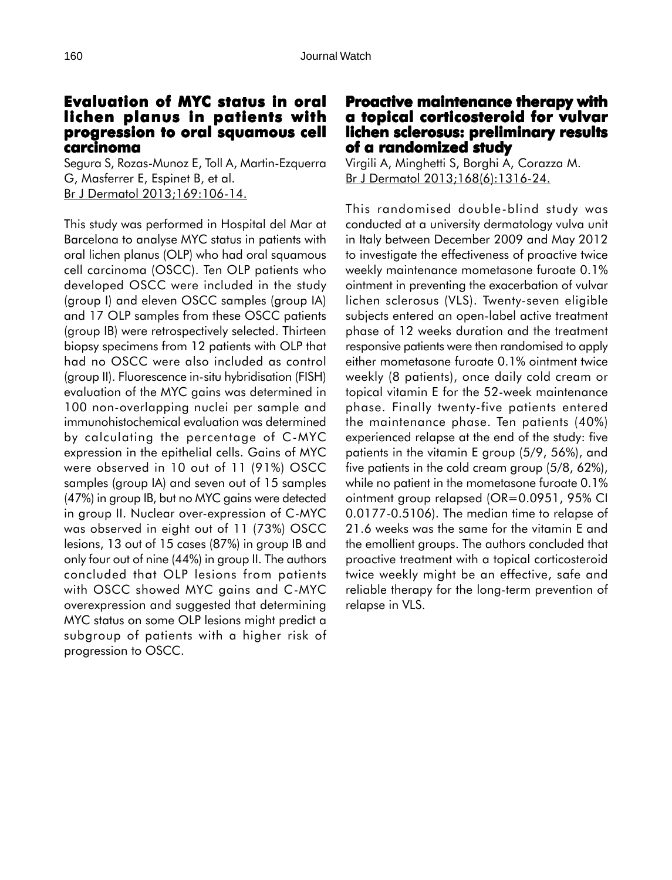## Evaluation of MYC status in oral lichen planus in patients with progression to oral squamous cell carcinoma

Segura S, Rozas-Munoz E, Toll A, Martin-Ezquerra G, Masferrer E, Espinet B, et al.
Br J Dermatol 2013;169:106-14.

This study was performed in Hospital del Mar at Barcelona to analyse MYC status in patients with oral lichen planus (OLP) who had oral squamous cell carcinoma (OSCC). Ten OLP patients who developed OSCC were included in the study (group I) and eleven OSCC samples (group IA) and 17 OLP samples from these OSCC patients (group IB) were retrospectively selected. Thirteen biopsy specimens from 12 patients with OLP that had no OSCC were also included as control (group II). Fluorescence in-situ hybridisation (FISH) evaluation of the MYC gains was determined in 100 non-overlapping nuclei per sample and immunohistochemical evaluation was determined by calculating the percentage of C-MYC expression in the epithelial cells. Gains of MYC were observed in 10 out of 11 (91%) OSCC samples (group IA) and seven out of 15 samples (47%) in group IB, but no MYC gains were detected in group II. Nuclear over-expression of C-MYC was observed in eight out of 11 (73%) OSCC lesions, 13 out of 15 cases (87%) in group IB and only four out of nine (44%) in group II. The authors concluded that OLP lesions from patients with OSCC showed MYC gains and C-MYC overexpression and suggested that determining MYC status on some OLP lesions might predict a subgroup of patients with a higher risk of progression to OSCC.

## Proactive maintenance therapy with a topical corticosteroid for vulvar lichen sclerosus: preliminary results of a randomized study

Virgili A, Minghetti S, Borghi A, Corazza M.
Br J Dermatol 2013;168(6):1316-24.

This randomised double-blind study was conducted at a university dermatology vulva unit in Italy between December 2009 and May 2012 to investigate the effectiveness of proactive twice weekly maintenance mometasone furoate 0.1% ointment in preventing the exacerbation of vulvar lichen sclerosus (VLS). Twenty-seven eligible subjects entered an open-label active treatment phase of 12 weeks duration and the treatment responsive patients were then randomised to apply either mometasone furoate 0.1% ointment twice weekly (8 patients), once daily cold cream or topical vitamin E for the 52-week maintenance phase. Finally twenty-five patients entered the maintenance phase. Ten patients (40%) experienced relapse at the end of the study: five patients in the vitamin E group (5/9, 56%), and five patients in the cold cream group (5/8, 62%), while no patient in the mometasone furoate 0.1% ointment group relapsed (OR=0.0951, 95% CI 0.0177-0.5106). The median time to relapse of 21.6 weeks was the same for the vitamin E and the emollient groups. The authors concluded that proactive treatment with a topical corticosteroid twice weekly might be an effective, safe and reliable therapy for the long-term prevention of relapse in VLS.